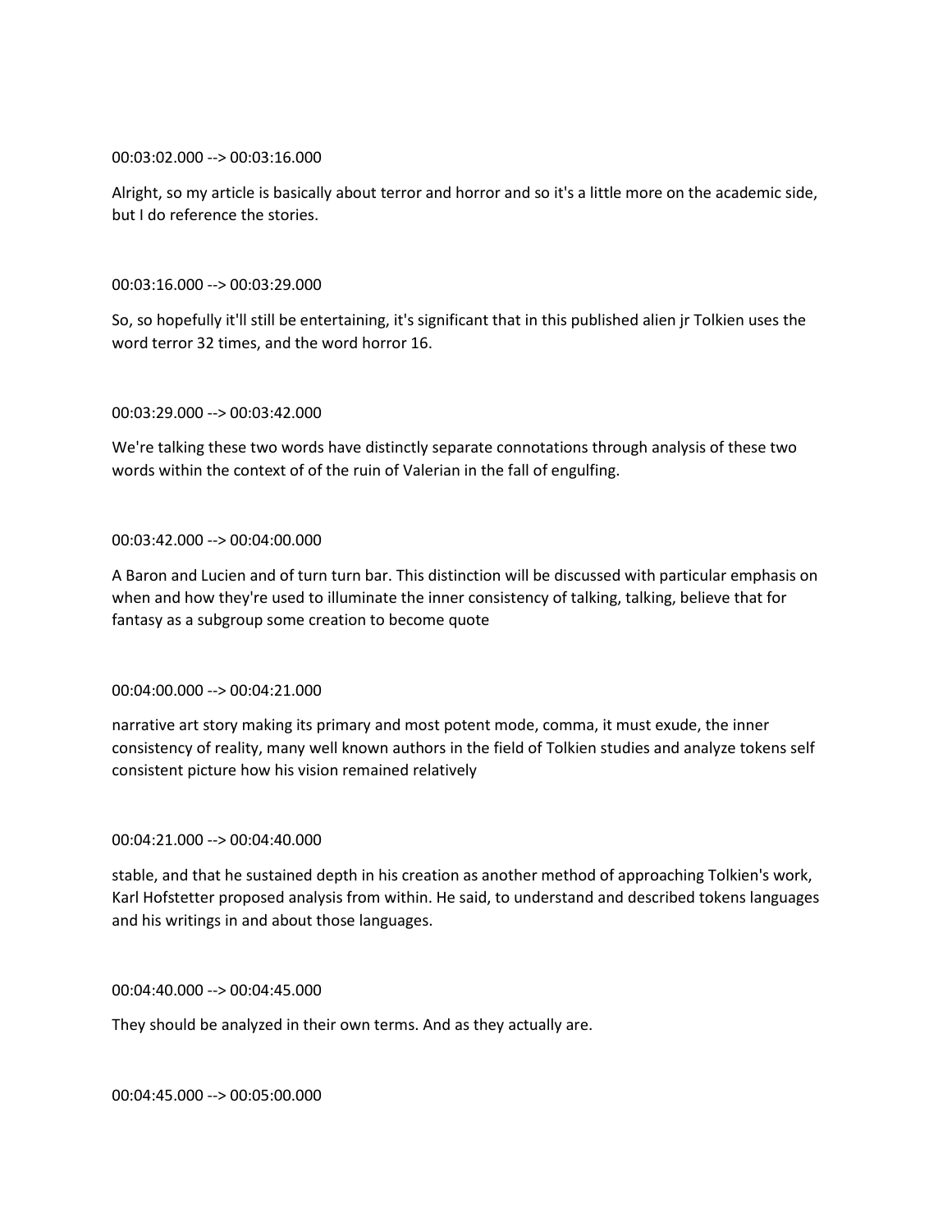00:03:02.000 --> 00:03:16.000

Alright, so my article is basically about terror and horror and so it's a little more on the academic side, but I do reference the stories.

00:03:16.000 --> 00:03:29.000

So, so hopefully it'll still be entertaining, it's significant that in this published alien jr Tolkien uses the word terror 32 times, and the word horror 16.

00:03:29.000 --> 00:03:42.000

We're talking these two words have distinctly separate connotations through analysis of these two words within the context of of the ruin of Valerian in the fall of engulfing.

00:03:42.000 --> 00:04:00.000

A Baron and Lucien and of turn turn bar. This distinction will be discussed with particular emphasis on when and how they're used to illuminate the inner consistency of talking, talking, believe that for fantasy as a subgroup some creation to become quote

00:04:00.000 --> 00:04:21.000

narrative art story making its primary and most potent mode, comma, it must exude, the inner consistency of reality, many well known authors in the field of Tolkien studies and analyze tokens self consistent picture how his vision remained relatively

00:04:21.000 --> 00:04:40.000

stable, and that he sustained depth in his creation as another method of approaching Tolkien's work, Karl Hofstetter proposed analysis from within. He said, to understand and described tokens languages and his writings in and about those languages.

00:04:40.000 --> 00:04:45.000

They should be analyzed in their own terms. And as they actually are.

00:04:45.000 --> 00:05:00.000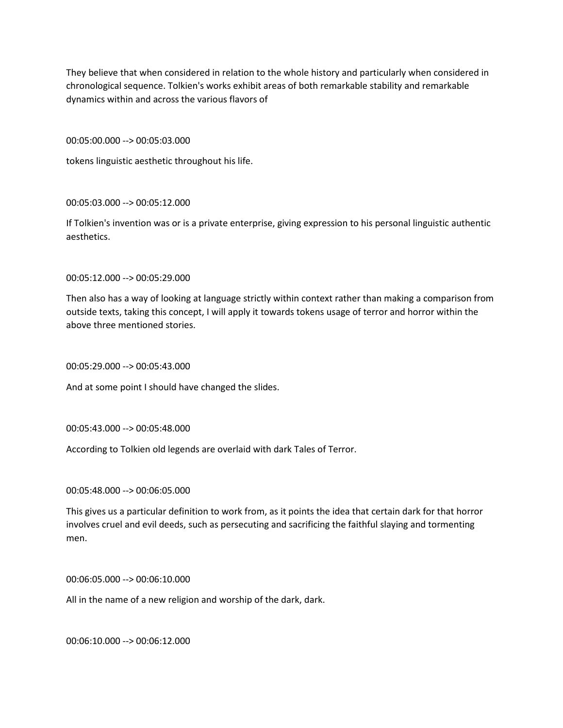They believe that when considered in relation to the whole history and particularly when considered in chronological sequence. Tolkien's works exhibit areas of both remarkable stability and remarkable dynamics within and across the various flavors of

00:05:00.000 --> 00:05:03.000

tokens linguistic aesthetic throughout his life.

00:05:03.000 --> 00:05:12.000

If Tolkien's invention was or is a private enterprise, giving expression to his personal linguistic authentic aesthetics.

00:05:12.000 --> 00:05:29.000

Then also has a way of looking at language strictly within context rather than making a comparison from outside texts, taking this concept, I will apply it towards tokens usage of terror and horror within the above three mentioned stories.

00:05:29.000 --> 00:05:43.000

And at some point I should have changed the slides.

00:05:43.000 --> 00:05:48.000

According to Tolkien old legends are overlaid with dark Tales of Terror.

00:05:48.000 --> 00:06:05.000

This gives us a particular definition to work from, as it points the idea that certain dark for that horror involves cruel and evil deeds, such as persecuting and sacrificing the faithful slaying and tormenting men.

00:06:05.000 --> 00:06:10.000

All in the name of a new religion and worship of the dark, dark.

00:06:10.000 --> 00:06:12.000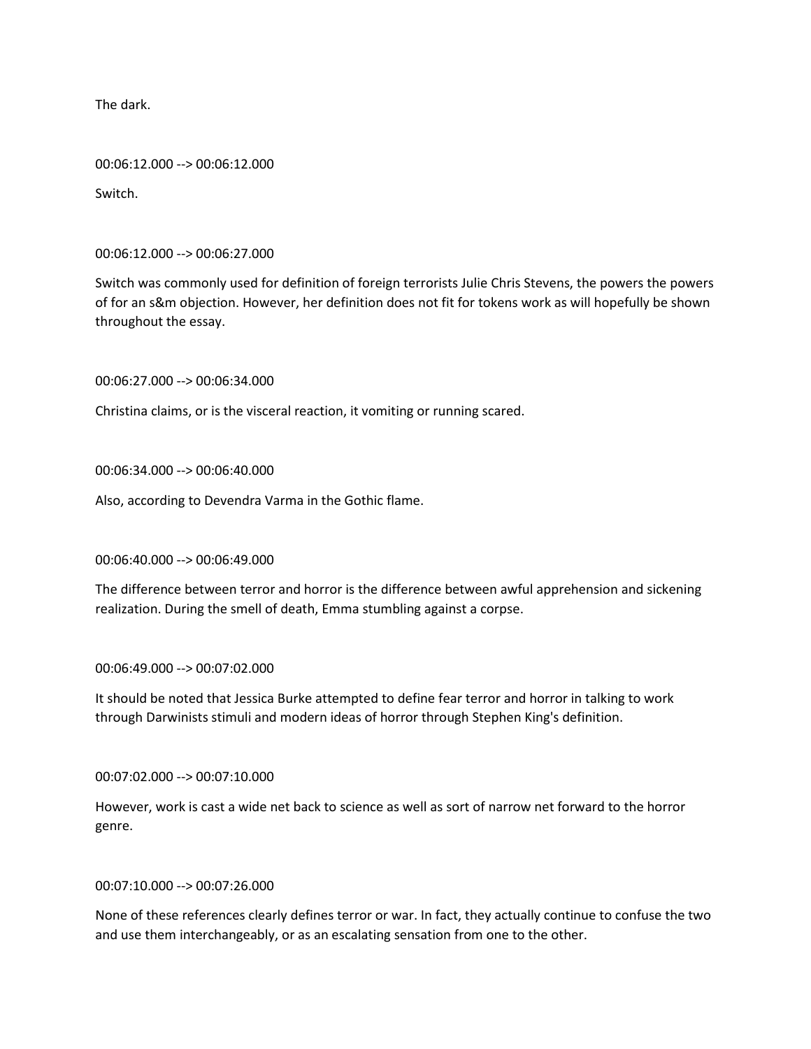The dark.

00:06:12.000 --> 00:06:12.000

Switch.

00:06:12.000 --> 00:06:27.000

Switch was commonly used for definition of foreign terrorists Julie Chris Stevens, the powers the powers of for an s&m objection. However, her definition does not fit for tokens work as will hopefully be shown throughout the essay.

00:06:27.000 --> 00:06:34.000

Christina claims, or is the visceral reaction, it vomiting or running scared.

00:06:34.000 --> 00:06:40.000

Also, according to Devendra Varma in the Gothic flame.

00:06:40.000 --> 00:06:49.000

The difference between terror and horror is the difference between awful apprehension and sickening realization. During the smell of death, Emma stumbling against a corpse.

00:06:49.000 --> 00:07:02.000

It should be noted that Jessica Burke attempted to define fear terror and horror in talking to work through Darwinists stimuli and modern ideas of horror through Stephen King's definition.

00:07:02.000 --> 00:07:10.000

However, work is cast a wide net back to science as well as sort of narrow net forward to the horror genre.

00:07:10.000 --> 00:07:26.000

None of these references clearly defines terror or war. In fact, they actually continue to confuse the two and use them interchangeably, or as an escalating sensation from one to the other.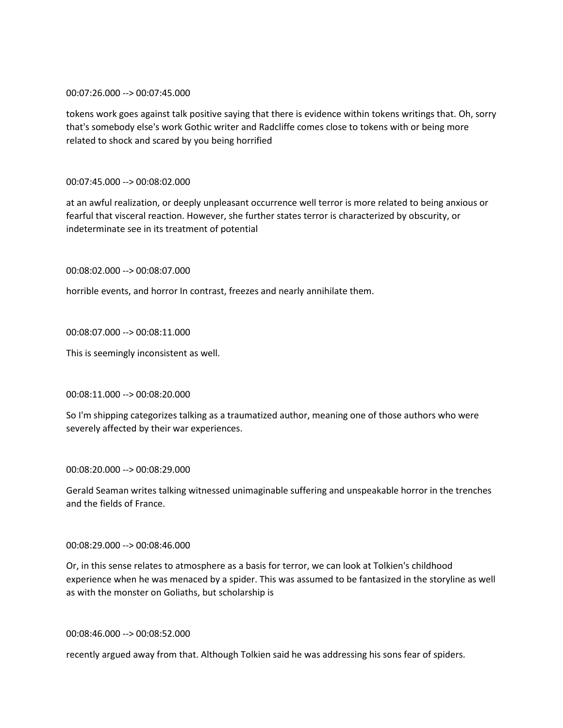00:07:26.000 --> 00:07:45.000

tokens work goes against talk positive saying that there is evidence within tokens writings that. Oh, sorry that's somebody else's work Gothic writer and Radcliffe comes close to tokens with or being more related to shock and scared by you being horrified

00:07:45.000 --> 00:08:02.000

at an awful realization, or deeply unpleasant occurrence well terror is more related to being anxious or fearful that visceral reaction. However, she further states terror is characterized by obscurity, or indeterminate see in its treatment of potential

00:08:02.000 --> 00:08:07.000

horrible events, and horror In contrast, freezes and nearly annihilate them.

00:08:07.000 --> 00:08:11.000

This is seemingly inconsistent as well.

00:08:11.000 --> 00:08:20.000

So I'm shipping categorizes talking as a traumatized author, meaning one of those authors who were severely affected by their war experiences.

00:08:20.000 --> 00:08:29.000

Gerald Seaman writes talking witnessed unimaginable suffering and unspeakable horror in the trenches and the fields of France.

00:08:29.000 --> 00:08:46.000

Or, in this sense relates to atmosphere as a basis for terror, we can look at Tolkien's childhood experience when he was menaced by a spider. This was assumed to be fantasized in the storyline as well as with the monster on Goliaths, but scholarship is

00:08:46.000 --> 00:08:52.000

recently argued away from that. Although Tolkien said he was addressing his sons fear of spiders.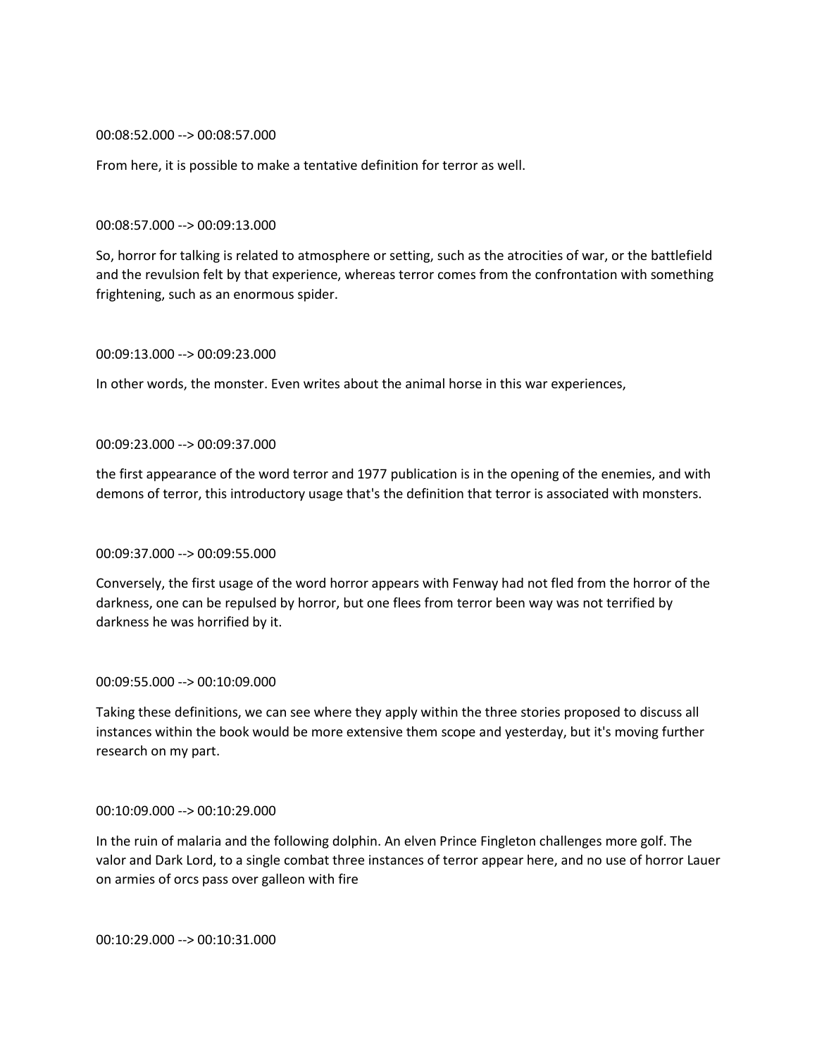00:08:52.000 --> 00:08:57.000

From here, it is possible to make a tentative definition for terror as well.

00:08:57.000 --> 00:09:13.000

So, horror for talking is related to atmosphere or setting, such as the atrocities of war, or the battlefield and the revulsion felt by that experience, whereas terror comes from the confrontation with something frightening, such as an enormous spider.

00:09:13.000 --> 00:09:23.000

In other words, the monster. Even writes about the animal horse in this war experiences,

00:09:23.000 --> 00:09:37.000

the first appearance of the word terror and 1977 publication is in the opening of the enemies, and with demons of terror, this introductory usage that's the definition that terror is associated with monsters.

00:09:37.000 --> 00:09:55.000

Conversely, the first usage of the word horror appears with Fenway had not fled from the horror of the darkness, one can be repulsed by horror, but one flees from terror been way was not terrified by darkness he was horrified by it.

00:09:55.000 --> 00:10:09.000

Taking these definitions, we can see where they apply within the three stories proposed to discuss all instances within the book would be more extensive them scope and yesterday, but it's moving further research on my part.

00:10:09.000 --> 00:10:29.000

In the ruin of malaria and the following dolphin. An elven Prince Fingleton challenges more golf. The valor and Dark Lord, to a single combat three instances of terror appear here, and no use of horror Lauer on armies of orcs pass over galleon with fire

00:10:29.000 --> 00:10:31.000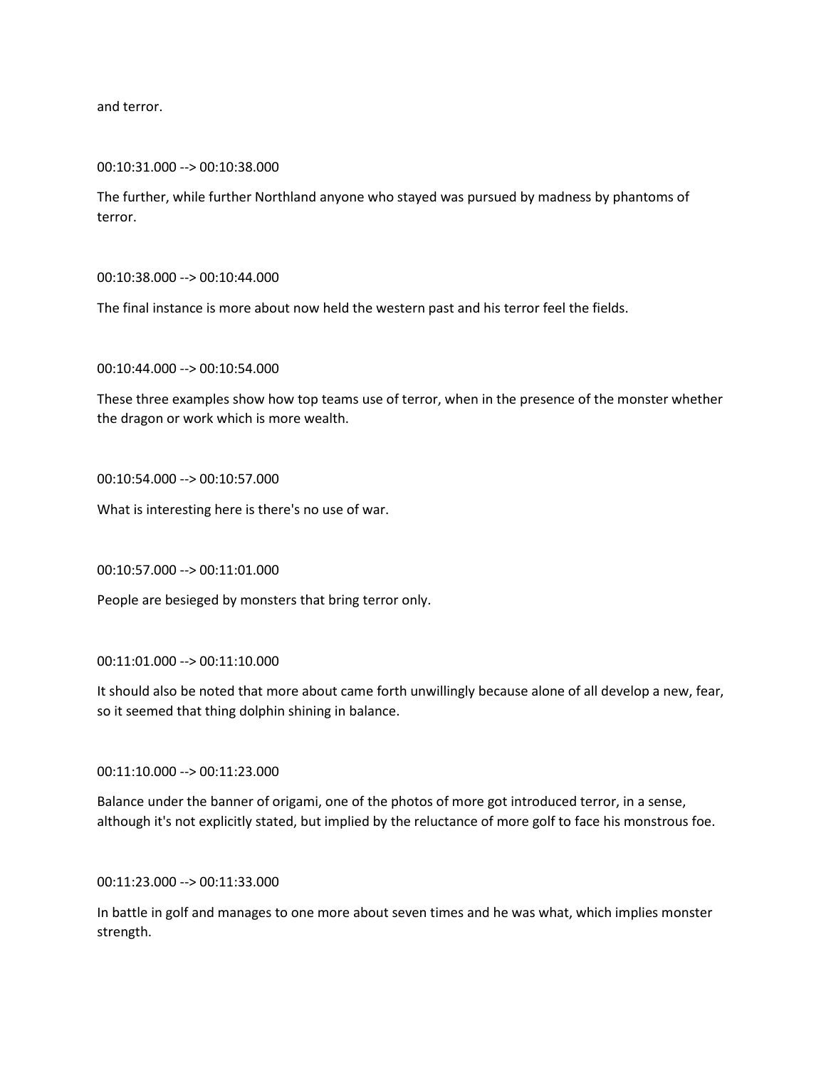and terror.

00:10:31.000 --> 00:10:38.000

The further, while further Northland anyone who stayed was pursued by madness by phantoms of terror.

00:10:38.000 --> 00:10:44.000

The final instance is more about now held the western past and his terror feel the fields.

00:10:44.000 --> 00:10:54.000

These three examples show how top teams use of terror, when in the presence of the monster whether the dragon or work which is more wealth.

00:10:54.000 --> 00:10:57.000

What is interesting here is there's no use of war.

00:10:57.000 --> 00:11:01.000

People are besieged by monsters that bring terror only.

00:11:01.000 --> 00:11:10.000

It should also be noted that more about came forth unwillingly because alone of all develop a new, fear, so it seemed that thing dolphin shining in balance.

00:11:10.000 --> 00:11:23.000

Balance under the banner of origami, one of the photos of more got introduced terror, in a sense, although it's not explicitly stated, but implied by the reluctance of more golf to face his monstrous foe.

00:11:23.000 --> 00:11:33.000

In battle in golf and manages to one more about seven times and he was what, which implies monster strength.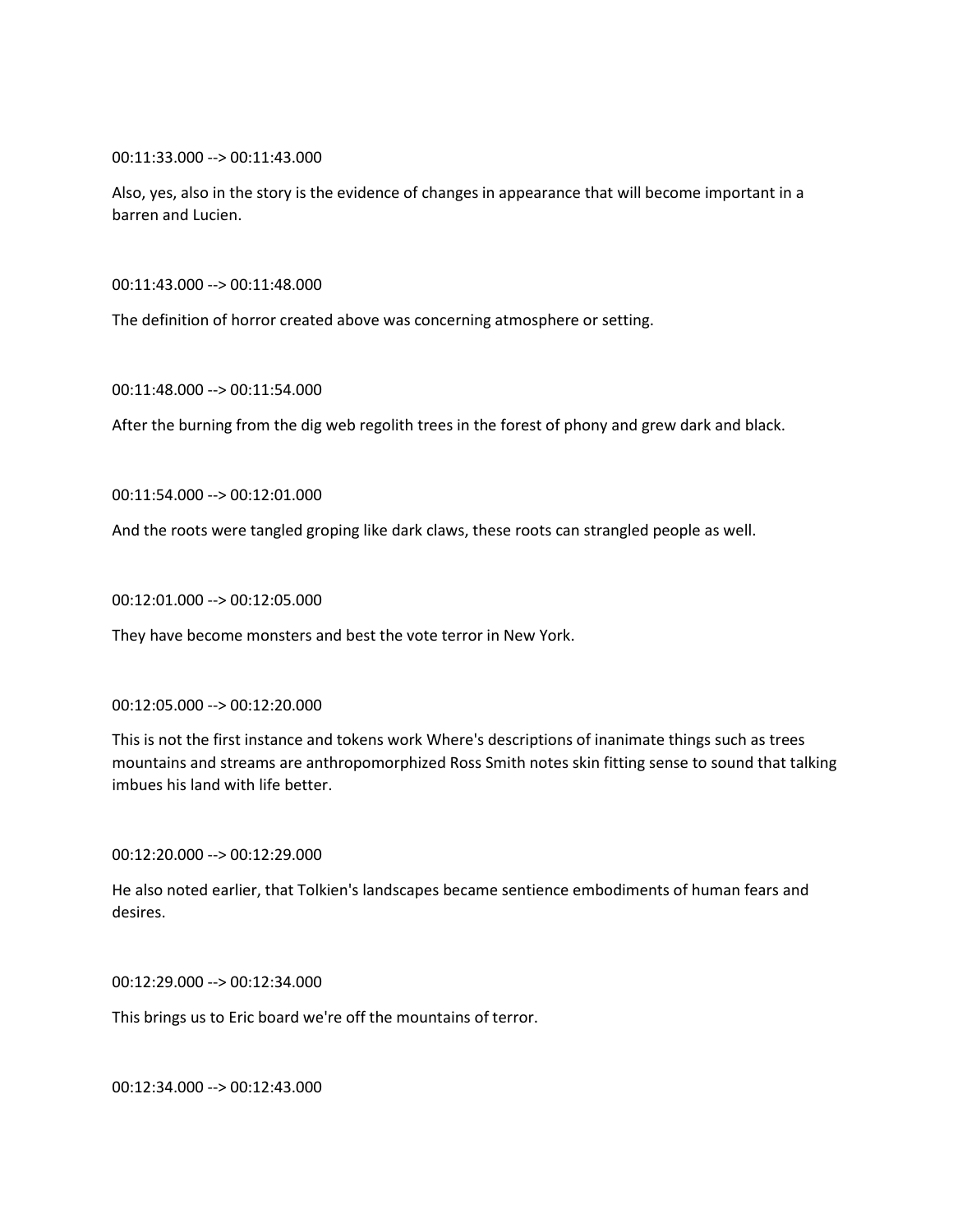00:11:33.000 --> 00:11:43.000

Also, yes, also in the story is the evidence of changes in appearance that will become important in a barren and Lucien.

00:11:43.000 --> 00:11:48.000

The definition of horror created above was concerning atmosphere or setting.

00:11:48.000 --> 00:11:54.000

After the burning from the dig web regolith trees in the forest of phony and grew dark and black.

00:11:54.000 --> 00:12:01.000

And the roots were tangled groping like dark claws, these roots can strangled people as well.

00:12:01.000 --> 00:12:05.000

They have become monsters and best the vote terror in New York.

00:12:05.000 --> 00:12:20.000

This is not the first instance and tokens work Where's descriptions of inanimate things such as trees mountains and streams are anthropomorphized Ross Smith notes skin fitting sense to sound that talking imbues his land with life better.

00:12:20.000 --> 00:12:29.000

He also noted earlier, that Tolkien's landscapes became sentience embodiments of human fears and desires.

00:12:29.000 --> 00:12:34.000

This brings us to Eric board we're off the mountains of terror.

00:12:34.000 --> 00:12:43.000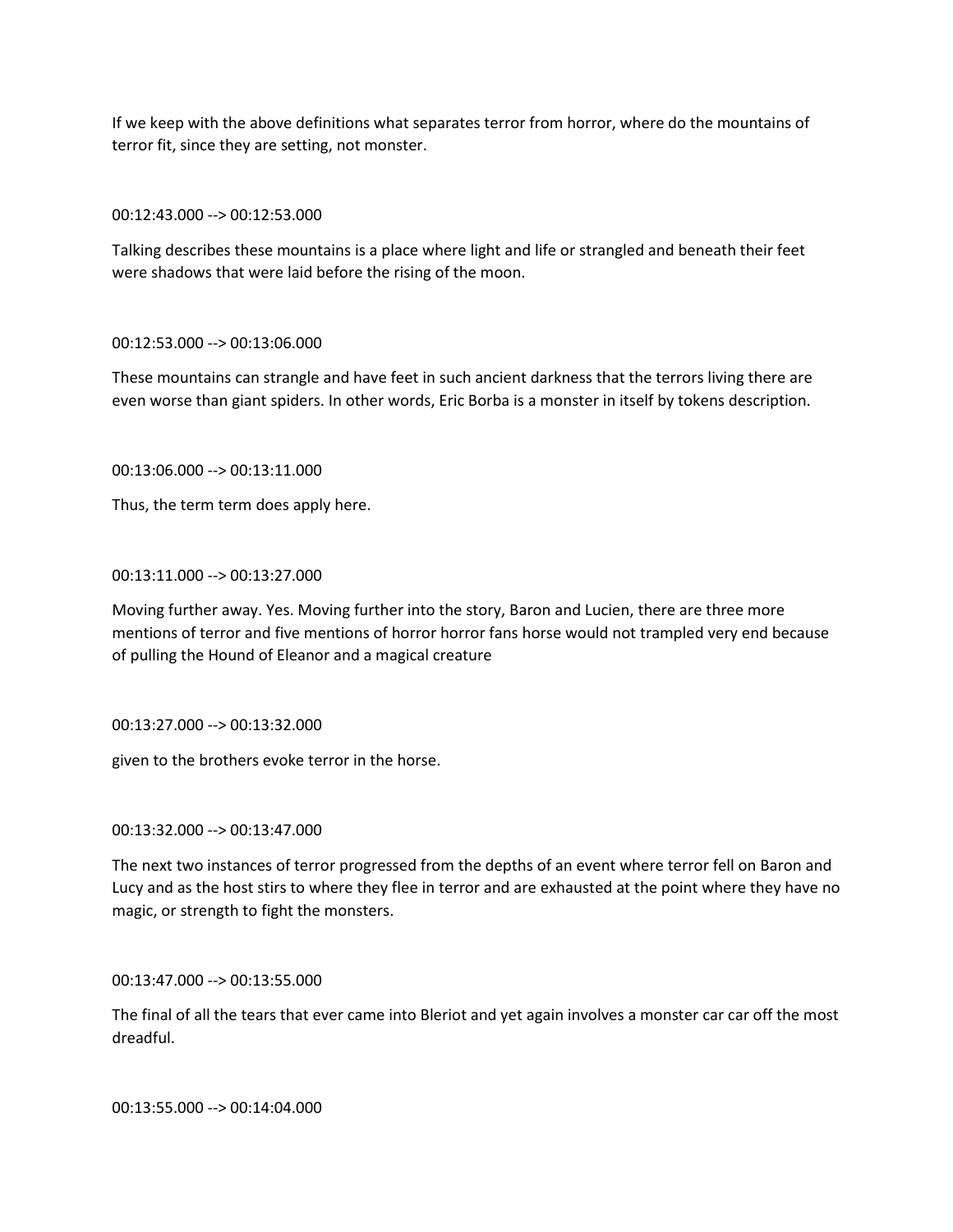If we keep with the above definitions what separates terror from horror, where do the mountains of terror fit, since they are setting, not monster.

00:12:43.000 --> 00:12:53.000

Talking describes these mountains is a place where light and life or strangled and beneath their feet were shadows that were laid before the rising of the moon.

00:12:53.000 --> 00:13:06.000

These mountains can strangle and have feet in such ancient darkness that the terrors living there are even worse than giant spiders. In other words, Eric Borba is a monster in itself by tokens description.

00:13:06.000 --> 00:13:11.000

Thus, the term term does apply here.

00:13:11.000 --> 00:13:27.000

Moving further away. Yes. Moving further into the story, Baron and Lucien, there are three more mentions of terror and five mentions of horror horror fans horse would not trampled very end because of pulling the Hound of Eleanor and a magical creature

00:13:27.000 --> 00:13:32.000

given to the brothers evoke terror in the horse.

00:13:32.000 --> 00:13:47.000

The next two instances of terror progressed from the depths of an event where terror fell on Baron and Lucy and as the host stirs to where they flee in terror and are exhausted at the point where they have no magic, or strength to fight the monsters.

00:13:47.000 --> 00:13:55.000

The final of all the tears that ever came into Bleriot and yet again involves a monster car car off the most dreadful.

00:13:55.000 --> 00:14:04.000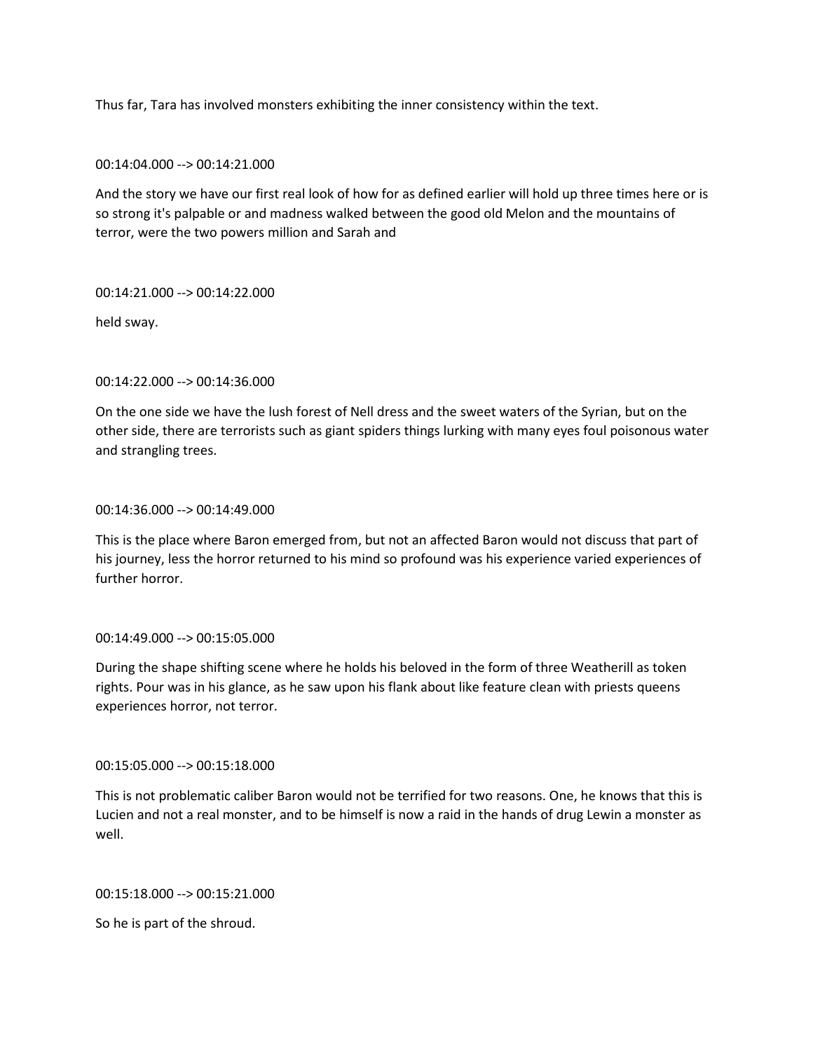Thus far, Tara has involved monsters exhibiting the inner consistency within the text.

00:14:04.000 --> 00:14:21.000

And the story we have our first real look of how for as defined earlier will hold up three times here or is so strong it's palpable or and madness walked between the good old Melon and the mountains of terror, were the two powers million and Sarah and

00:14:21.000 --> 00:14:22.000

held sway.

00:14:22.000 --> 00:14:36.000

On the one side we have the lush forest of Nell dress and the sweet waters of the Syrian, but on the other side, there are terrorists such as giant spiders things lurking with many eyes foul poisonous water and strangling trees.

00:14:36.000 --> 00:14:49.000

This is the place where Baron emerged from, but not an affected Baron would not discuss that part of his journey, less the horror returned to his mind so profound was his experience varied experiences of further horror.

00:14:49.000 --> 00:15:05.000

During the shape shifting scene where he holds his beloved in the form of three Weatherill as token rights. Pour was in his glance, as he saw upon his flank about like feature clean with priests queens experiences horror, not terror.

00:15:05.000 --> 00:15:18.000

This is not problematic caliber Baron would not be terrified for two reasons. One, he knows that this is Lucien and not a real monster, and to be himself is now a raid in the hands of drug Lewin a monster as well.

00:15:18.000 --> 00:15:21.000

So he is part of the shroud.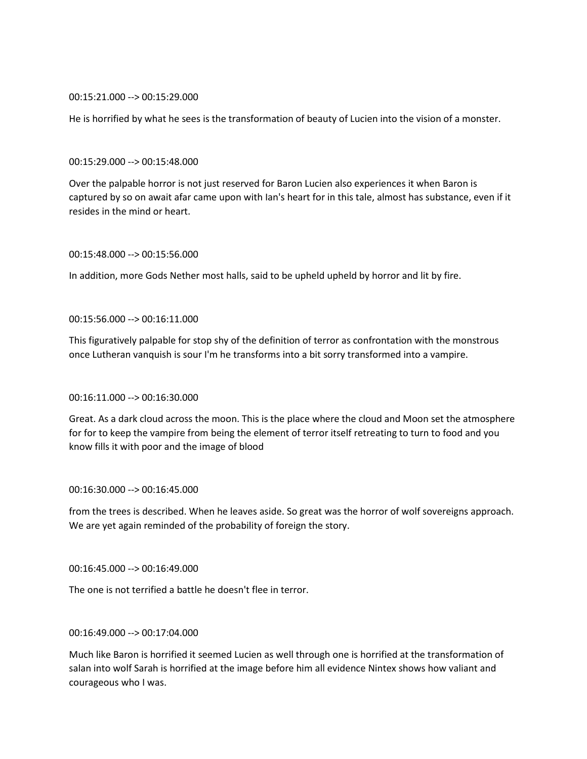00:15:21.000 --> 00:15:29.000

He is horrified by what he sees is the transformation of beauty of Lucien into the vision of a monster.

00:15:29.000 --> 00:15:48.000

Over the palpable horror is not just reserved for Baron Lucien also experiences it when Baron is captured by so on await afar came upon with Ian's heart for in this tale, almost has substance, even if it resides in the mind or heart.

00:15:48.000 --> 00:15:56.000

In addition, more Gods Nether most halls, said to be upheld upheld by horror and lit by fire.

00:15:56.000 --> 00:16:11.000

This figuratively palpable for stop shy of the definition of terror as confrontation with the monstrous once Lutheran vanquish is sour I'm he transforms into a bit sorry transformed into a vampire.

00:16:11.000 --> 00:16:30.000

Great. As a dark cloud across the moon. This is the place where the cloud and Moon set the atmosphere for for to keep the vampire from being the element of terror itself retreating to turn to food and you know fills it with poor and the image of blood

00:16:30.000 --> 00:16:45.000

from the trees is described. When he leaves aside. So great was the horror of wolf sovereigns approach. We are yet again reminded of the probability of foreign the story.

00:16:45.000 --> 00:16:49.000

The one is not terrified a battle he doesn't flee in terror.

00:16:49.000 --> 00:17:04.000

Much like Baron is horrified it seemed Lucien as well through one is horrified at the transformation of salan into wolf Sarah is horrified at the image before him all evidence Nintex shows how valiant and courageous who I was.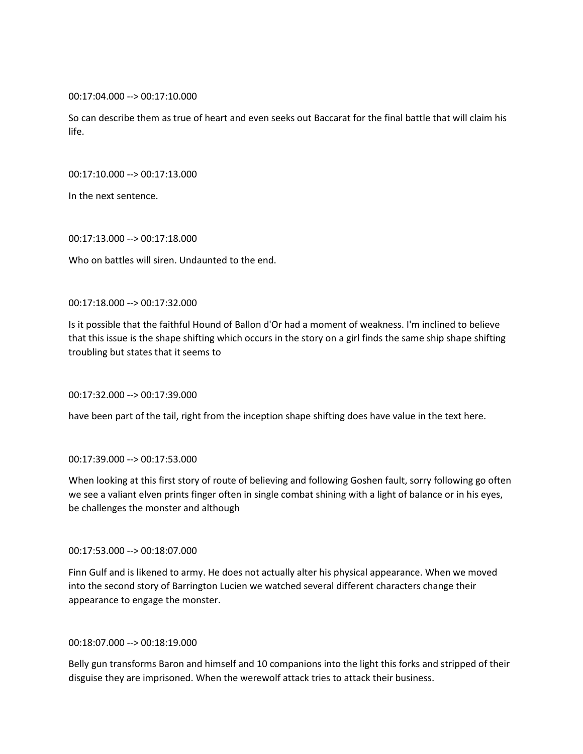00:17:04.000 --> 00:17:10.000

So can describe them as true of heart and even seeks out Baccarat for the final battle that will claim his life.

00:17:10.000 --> 00:17:13.000

In the next sentence.

00:17:13.000 --> 00:17:18.000

Who on battles will siren. Undaunted to the end.

00:17:18.000 --> 00:17:32.000

Is it possible that the faithful Hound of Ballon d'Or had a moment of weakness. I'm inclined to believe that this issue is the shape shifting which occurs in the story on a girl finds the same ship shape shifting troubling but states that it seems to

00:17:32.000 --> 00:17:39.000

have been part of the tail, right from the inception shape shifting does have value in the text here.

00:17:39.000 --> 00:17:53.000

When looking at this first story of route of believing and following Goshen fault, sorry following go often we see a valiant elven prints finger often in single combat shining with a light of balance or in his eyes, be challenges the monster and although

00:17:53.000 --> 00:18:07.000

Finn Gulf and is likened to army. He does not actually alter his physical appearance. When we moved into the second story of Barrington Lucien we watched several different characters change their appearance to engage the monster.

00:18:07.000 --> 00:18:19.000

Belly gun transforms Baron and himself and 10 companions into the light this forks and stripped of their disguise they are imprisoned. When the werewolf attack tries to attack their business.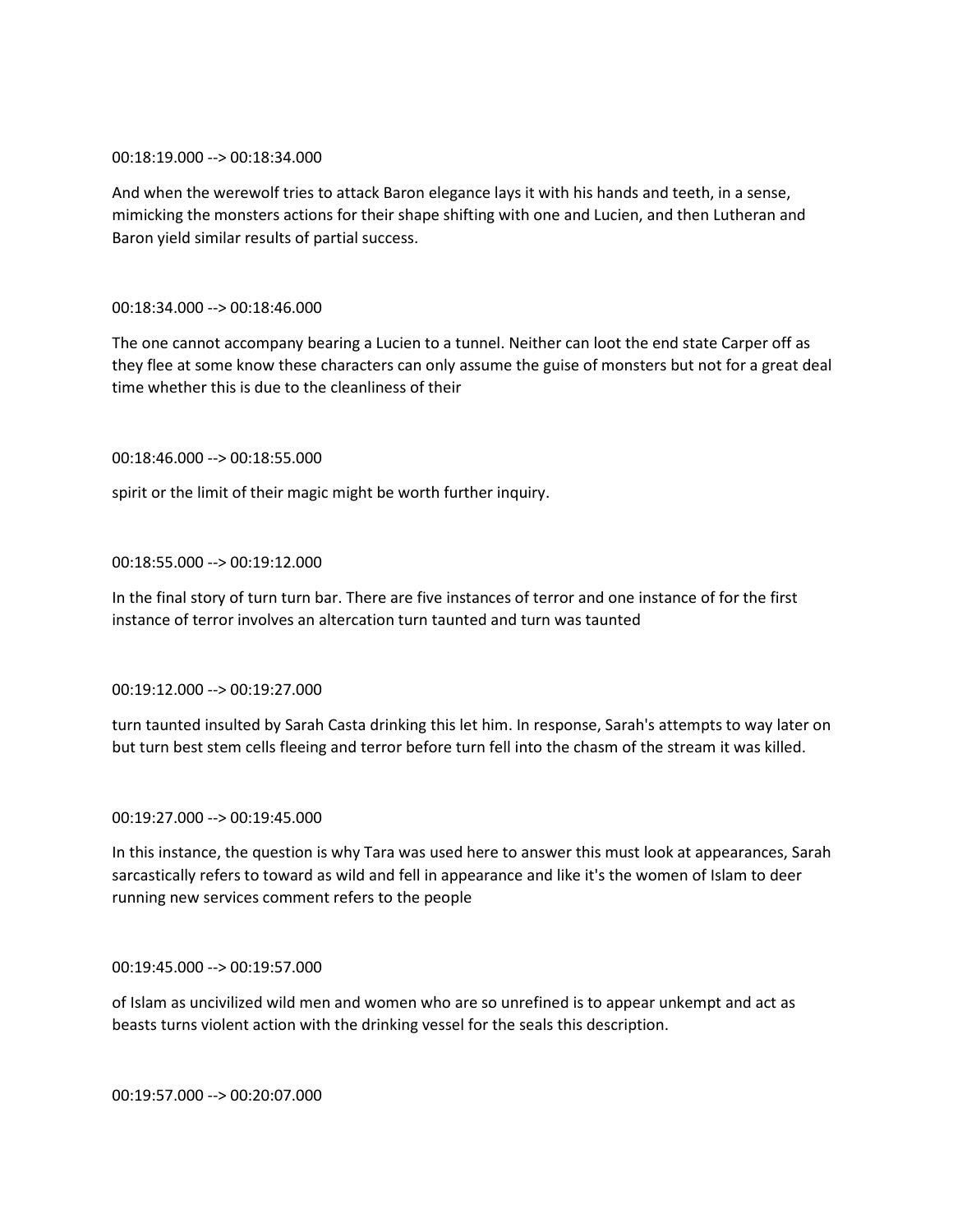00:18:19.000 --> 00:18:34.000

And when the werewolf tries to attack Baron elegance lays it with his hands and teeth, in a sense, mimicking the monsters actions for their shape shifting with one and Lucien, and then Lutheran and Baron yield similar results of partial success.

00:18:34.000 --> 00:18:46.000

The one cannot accompany bearing a Lucien to a tunnel. Neither can loot the end state Carper off as they flee at some know these characters can only assume the guise of monsters but not for a great deal time whether this is due to the cleanliness of their

00:18:46.000 --> 00:18:55.000

spirit or the limit of their magic might be worth further inquiry.

00:18:55.000 --> 00:19:12.000

In the final story of turn turn bar. There are five instances of terror and one instance of for the first instance of terror involves an altercation turn taunted and turn was taunted

00:19:12.000 --> 00:19:27.000

turn taunted insulted by Sarah Casta drinking this let him. In response, Sarah's attempts to way later on but turn best stem cells fleeing and terror before turn fell into the chasm of the stream it was killed.

00:19:27.000 --> 00:19:45.000

In this instance, the question is why Tara was used here to answer this must look at appearances, Sarah sarcastically refers to toward as wild and fell in appearance and like it's the women of Islam to deer running new services comment refers to the people

00:19:45.000 --> 00:19:57.000

of Islam as uncivilized wild men and women who are so unrefined is to appear unkempt and act as beasts turns violent action with the drinking vessel for the seals this description.

00:19:57.000 --> 00:20:07.000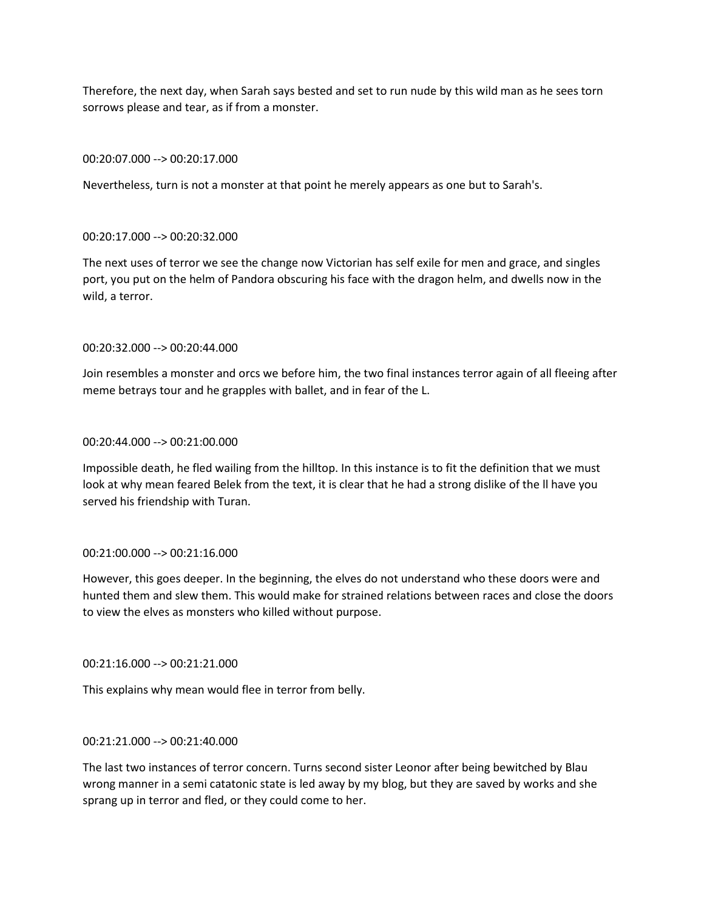Therefore, the next day, when Sarah says bested and set to run nude by this wild man as he sees torn sorrows please and tear, as if from a monster.

00:20:07.000 --> 00:20:17.000

Nevertheless, turn is not a monster at that point he merely appears as one but to Sarah's.

00:20:17.000 --> 00:20:32.000

The next uses of terror we see the change now Victorian has self exile for men and grace, and singles port, you put on the helm of Pandora obscuring his face with the dragon helm, and dwells now in the wild, a terror.

00:20:32.000 --> 00:20:44.000

Join resembles a monster and orcs we before him, the two final instances terror again of all fleeing after meme betrays tour and he grapples with ballet, and in fear of the L.

00:20:44.000 --> 00:21:00.000

Impossible death, he fled wailing from the hilltop. In this instance is to fit the definition that we must look at why mean feared Belek from the text, it is clear that he had a strong dislike of the ll have you served his friendship with Turan.

00:21:00.000 --> 00:21:16.000

However, this goes deeper. In the beginning, the elves do not understand who these doors were and hunted them and slew them. This would make for strained relations between races and close the doors to view the elves as monsters who killed without purpose.

00:21:16.000 --> 00:21:21.000

This explains why mean would flee in terror from belly.

00:21:21.000 --> 00:21:40.000

The last two instances of terror concern. Turns second sister Leonor after being bewitched by Blau wrong manner in a semi catatonic state is led away by my blog, but they are saved by works and she sprang up in terror and fled, or they could come to her.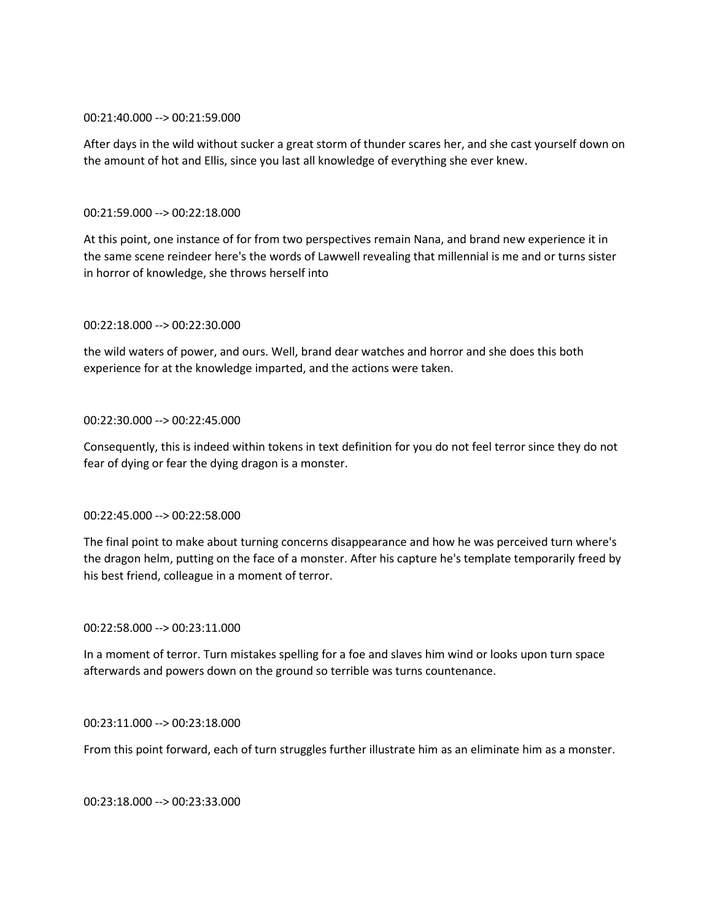00:21:40.000 --> 00:21:59.000

After days in the wild without sucker a great storm of thunder scares her, and she cast yourself down on the amount of hot and Ellis, since you last all knowledge of everything she ever knew.

00:21:59.000 --> 00:22:18.000

At this point, one instance of for from two perspectives remain Nana, and brand new experience it in the same scene reindeer here's the words of Lawwell revealing that millennial is me and or turns sister in horror of knowledge, she throws herself into

00:22:18.000 --> 00:22:30.000

the wild waters of power, and ours. Well, brand dear watches and horror and she does this both experience for at the knowledge imparted, and the actions were taken.

00:22:30.000 --> 00:22:45.000

Consequently, this is indeed within tokens in text definition for you do not feel terror since they do not fear of dying or fear the dying dragon is a monster.

00:22:45.000 --> 00:22:58.000

The final point to make about turning concerns disappearance and how he was perceived turn where's the dragon helm, putting on the face of a monster. After his capture he's template temporarily freed by his best friend, colleague in a moment of terror.

00:22:58.000 --> 00:23:11.000

In a moment of terror. Turn mistakes spelling for a foe and slaves him wind or looks upon turn space afterwards and powers down on the ground so terrible was turns countenance.

00:23:11.000 --> 00:23:18.000

From this point forward, each of turn struggles further illustrate him as an eliminate him as a monster.

00:23:18.000 --> 00:23:33.000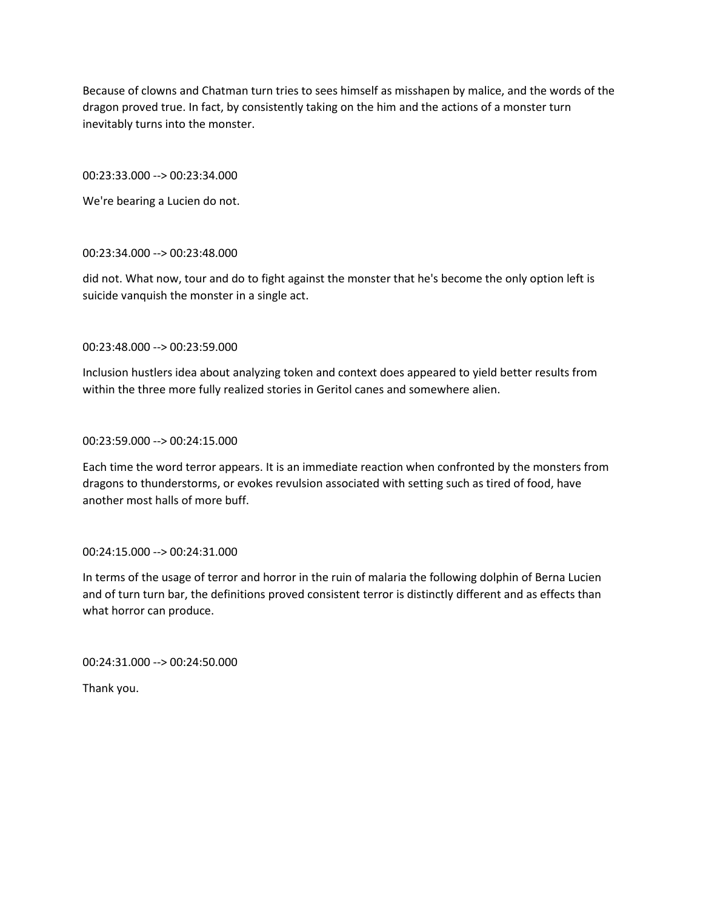Because of clowns and Chatman turn tries to sees himself as misshapen by malice, and the words of the dragon proved true. In fact, by consistently taking on the him and the actions of a monster turn inevitably turns into the monster.

00:23:33.000 --> 00:23:34.000

We're bearing a Lucien do not.

00:23:34.000 --> 00:23:48.000

did not. What now, tour and do to fight against the monster that he's become the only option left is suicide vanquish the monster in a single act.

00:23:48.000 --> 00:23:59.000

Inclusion hustlers idea about analyzing token and context does appeared to yield better results from within the three more fully realized stories in Geritol canes and somewhere alien.

00:23:59.000 --> 00:24:15.000

Each time the word terror appears. It is an immediate reaction when confronted by the monsters from dragons to thunderstorms, or evokes revulsion associated with setting such as tired of food, have another most halls of more buff.

00:24:15.000 --> 00:24:31.000

In terms of the usage of terror and horror in the ruin of malaria the following dolphin of Berna Lucien and of turn turn bar, the definitions proved consistent terror is distinctly different and as effects than what horror can produce.

00:24:31.000 --> 00:24:50.000

Thank you.